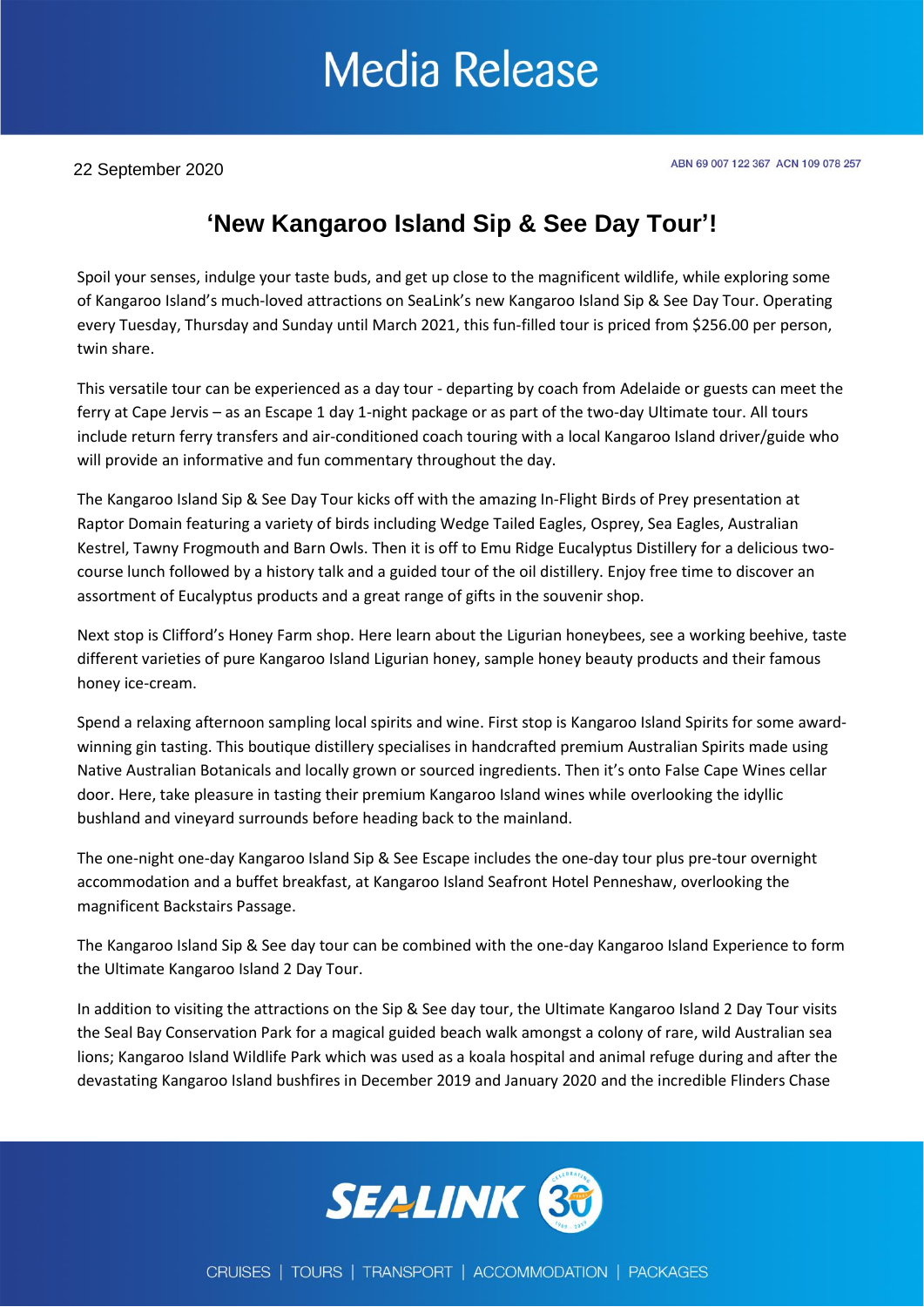# Media Release

22 September 2020

ABN 69 007 122 367 ACN 109 078 257

## 'New Kangaroo Island Sip & See Day Tour'!

Spoil your senses, indulge your taste buds, and get up close to the magnificent wildlife, while exploring some of Kangaroo Island's much-loved attractions on SeaLink's new Kangaroo Island Sip & See Day Tour. Operating every Tuesday, Thursday and Sunday until March 2021, this fun-filled tour is priced from $256.00 per person, twin share.

This versatile tour can be experienced as a day tour - departing by coach from Adelaide or guests can meet the ferry at Cape Jervis – as an Escape 1 day 1-night package or as part of the two-day Ultimate tour. All tours include return ferry transfers and air-conditioned coach touring with a local Kangaroo Island driver/guide who will provide an informative and fun commentary throughout the day.

The Kangaroo Island Sip & See Day Tour kicks off with the amazing In-Flight Birds of Prey presentation at Raptor Domain featuring a variety of birds including Wedge Tailed Eagles, Osprey, Sea Eagles, Australian Kestrel, Tawny Frogmouth and Barn Owls. Then it is off to Emu Ridge Eucalyptus Distillery for a delicious two-course lunch followed by a history talk and a guided tour of the oil distillery. Enjoy free time to discover an assortment of Eucalyptus products and a great range of gifts in the souvenir shop.

Next stop is Clifford's Honey Farm shop. Here learn about the Ligurian honeybees, see a working beehive, taste different varieties of pure Kangaroo Island Ligurian honey, sample honey beauty products and their famous honey ice-cream.

Spend a relaxing afternoon sampling local spirits and wine. First stop is Kangaroo Island Spirits for some award-winning gin tasting. This boutique distillery specialises in handcrafted premium Australian Spirits made using Native Australian Botanicals and locally grown or sourced ingredients. Then it's onto False Cape Wines cellar door. Here, take pleasure in tasting their premium Kangaroo Island wines while overlooking the idyllic bushland and vineyard surrounds before heading back to the mainland.

The one-night one-day Kangaroo Island Sip & See Escape includes the one-day tour plus pre-tour overnight accommodation and a buffet breakfast, at Kangaroo Island Seafront Hotel Penneshaw, overlooking the magnificent Backstairs Passage.

The Kangaroo Island Sip & See day tour can be combined with the one-day Kangaroo Island Experience to form the Ultimate Kangaroo Island 2 Day Tour.

In addition to visiting the attractions on the Sip & See day tour, the Ultimate Kangaroo Island 2 Day Tour visits the Seal Bay Conservation Park for a magical guided beach walk amongst a colony of rare, wild Australian sea lions; Kangaroo Island Wildlife Park which was used as a koala hospital and animal refuge during and after the devastating Kangaroo Island bushfires in December 2019 and January 2020 and the incredible Flinders Chase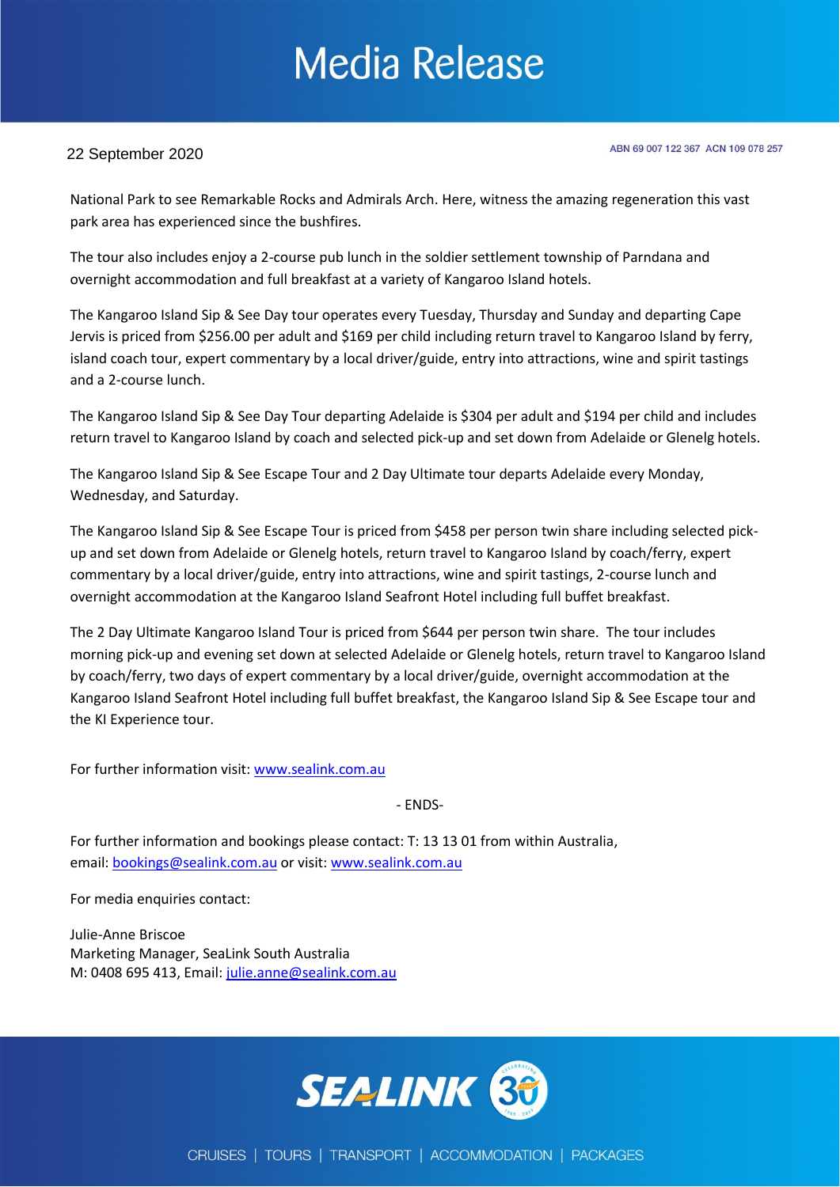22 September 2020

ABN 69 007 122 367 ACN 109 078 257

National Park to see Remarkable Rocks and Admirals Arch. Here, witness the amazing regeneration this vast park area has experienced since the bushfires.

The tour also includes enjoy a 2-course pub lunch in the soldier settlement township of Parndana and overnight accommodation and full breakfast at a variety of Kangaroo Island hotels.

The Kangaroo Island Sip & See Day tour operates every Tuesday, Thursday and Sunday and departing Cape Jervis is priced from $256.00 per adult and $169 per child including return travel to Kangaroo Island by ferry, island coach tour, expert commentary by a local driver/guide, entry into attractions, wine and spirit tastings and a 2-course lunch.

The Kangaroo Island Sip & See Day Tour departing Adelaide is $304 per adult and $194 per child and includes return travel to Kangaroo Island by coach and selected pick-up and set down from Adelaide or Glenelg hotels.

The Kangaroo Island Sip & See Escape Tour and 2 Day Ultimate tour departs Adelaide every Monday, Wednesday, and Saturday.

The Kangaroo Island Sip & See Escape Tour is priced from $458 per person twin share including selected pick-up and set down from Adelaide or Glenelg hotels, return travel to Kangaroo Island by coach/ferry, expert commentary by a local driver/guide, entry into attractions, wine and spirit tastings, 2-course lunch and overnight accommodation at the Kangaroo Island Seafront Hotel including full buffet breakfast.

The 2 Day Ultimate Kangaroo Island Tour is priced from $644 per person twin share. The tour includes morning pick-up and evening set down at selected Adelaide or Glenelg hotels, return travel to Kangaroo Island by coach/ferry, two days of expert commentary by a local driver/guide, overnight accommodation at the Kangaroo Island Seafront Hotel including full buffet breakfast, the Kangaroo Island Sip & See Escape tour and the KI Experience tour.

For further information visit: www.sealink.com.au

- ENDS-

For further information and bookings please contact: T: 13 13 01 from within Australia, email: bookings@sealink.com.au or visit: www.sealink.com.au

For media enquiries contact:

Julie-Anne Briscoe
Marketing Manager, SeaLink South Australia
M: 0408 695 413, Email: julie.anne@sealink.com.au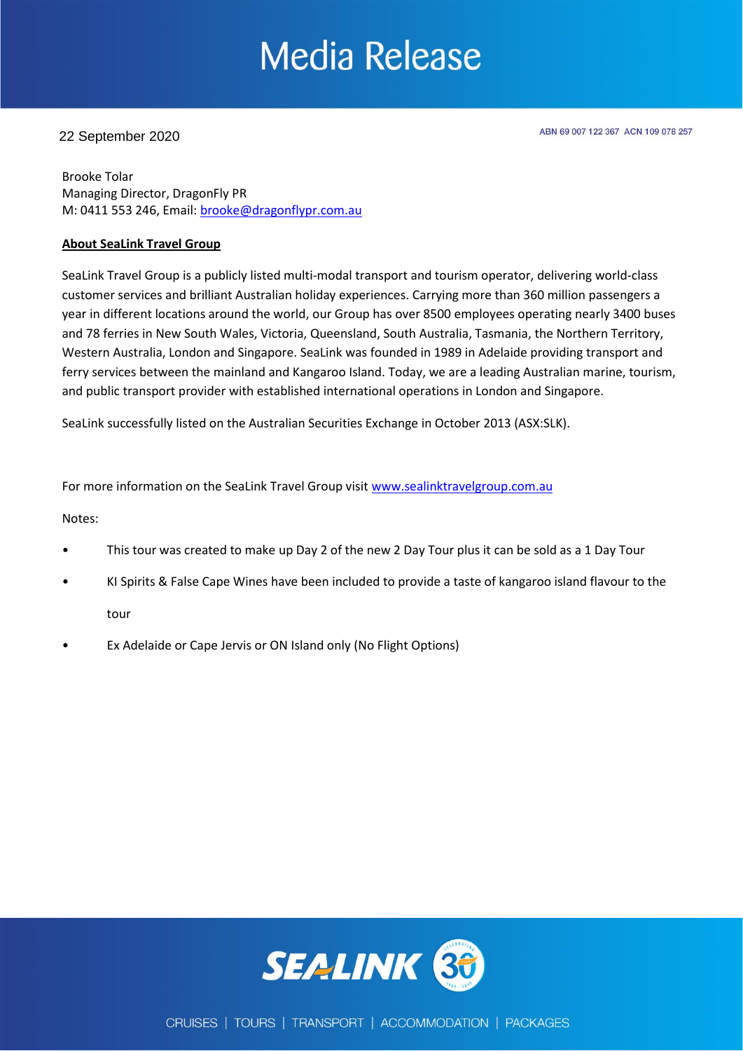# Media Release

22 September 2020

ABN 69 007 122 367 ACN 109 078 257

Brooke Tolar
Managing Director, DragonFly PR
M: 0411 553 246, Email: brooke@dragonflypr.com.au

**About SeaLink Travel Group**

SeaLink Travel Group is a publicly listed multi-modal transport and tourism operator, delivering world-class customer services and brilliant Australian holiday experiences. Carrying more than 360 million passengers a year in different locations around the world, our Group has over 8500 employees operating nearly 3400 buses and 78 ferries in New South Wales, Victoria, Queensland, South Australia, Tasmania, the Northern Territory, Western Australia, London and Singapore. SeaLink was founded in 1989 in Adelaide providing transport and ferry services between the mainland and Kangaroo Island. Today, we are a leading Australian marine, tourism, and public transport provider with established international operations in London and Singapore.

SeaLink successfully listed on the Australian Securities Exchange in October 2013 (ASX:SLK).

For more information on the SeaLink Travel Group visit www.sealinktravelgroup.com.au

Notes:

- This tour was created to make up Day 2 of the new 2 Day Tour plus it can be sold as a 1 Day Tour
- KI Spirits & False Cape Wines have been included to provide a taste of kangaroo island flavour to the tour
- Ex Adelaide or Cape Jervis or ON Island only (No Flight Options)

CRUISES | TOURS | TRANSPORT | ACCOMMODATION | PACKAGES